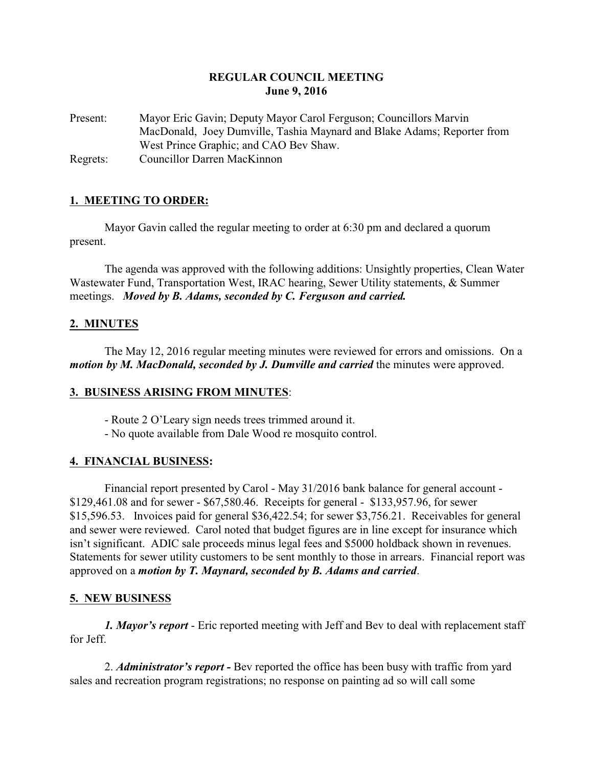**REGULAR COUNCIL MEETING**
**June 9, 2016**

Present: Mayor Eric Gavin; Deputy Mayor Carol Ferguson; Councillors Marvin MacDonald, Joey Dumville, Tashia Maynard and Blake Adams; Reporter from West Prince Graphic; and CAO Bev Shaw.
Regrets: Councillor Darren MacKinnon

## 1. MEETING TO ORDER:

Mayor Gavin called the regular meeting to order at 6:30 pm and declared a quorum present.

The agenda was approved with the following additions: Unsightly properties, Clean Water Wastewater Fund, Transportation West, IRAC hearing, Sewer Utility statements, & Summer meetings. ***Moved by B. Adams, seconded by C. Ferguson and carried.***

## 2. MINUTES

The May 12, 2016 regular meeting minutes were reviewed for errors and omissions. On a ***motion by M. MacDonald, seconded by J. Dumville and carried*** the minutes were approved.

## 3. BUSINESS ARISING FROM MINUTES:

- Route 2 O'Leary sign needs trees trimmed around it.
- No quote available from Dale Wood re mosquito control.

## 4. FINANCIAL BUSINESS:

Financial report presented by Carol - May 31/2016 bank balance for general account - $129,461.08 and for sewer - $67,580.46. Receipts for general - $133,957.96, for sewer $15,596.53. Invoices paid for general $36,422.54; for sewer $3,756.21. Receivables for general and sewer were reviewed. Carol noted that budget figures are in line except for insurance which isn't significant. ADIC sale proceeds minus legal fees and $5000 holdback shown in revenues. Statements for sewer utility customers to be sent monthly to those in arrears. Financial report was approved on a ***motion by T. Maynard, seconded by B. Adams and carried***.

## 5. NEW BUSINESS

***1. Mayor's report*** - Eric reported meeting with Jeff and Bev to deal with replacement staff for Jeff.

2. ***Administrator's report -*** Bev reported the office has been busy with traffic from yard sales and recreation program registrations; no response on painting ad so will call some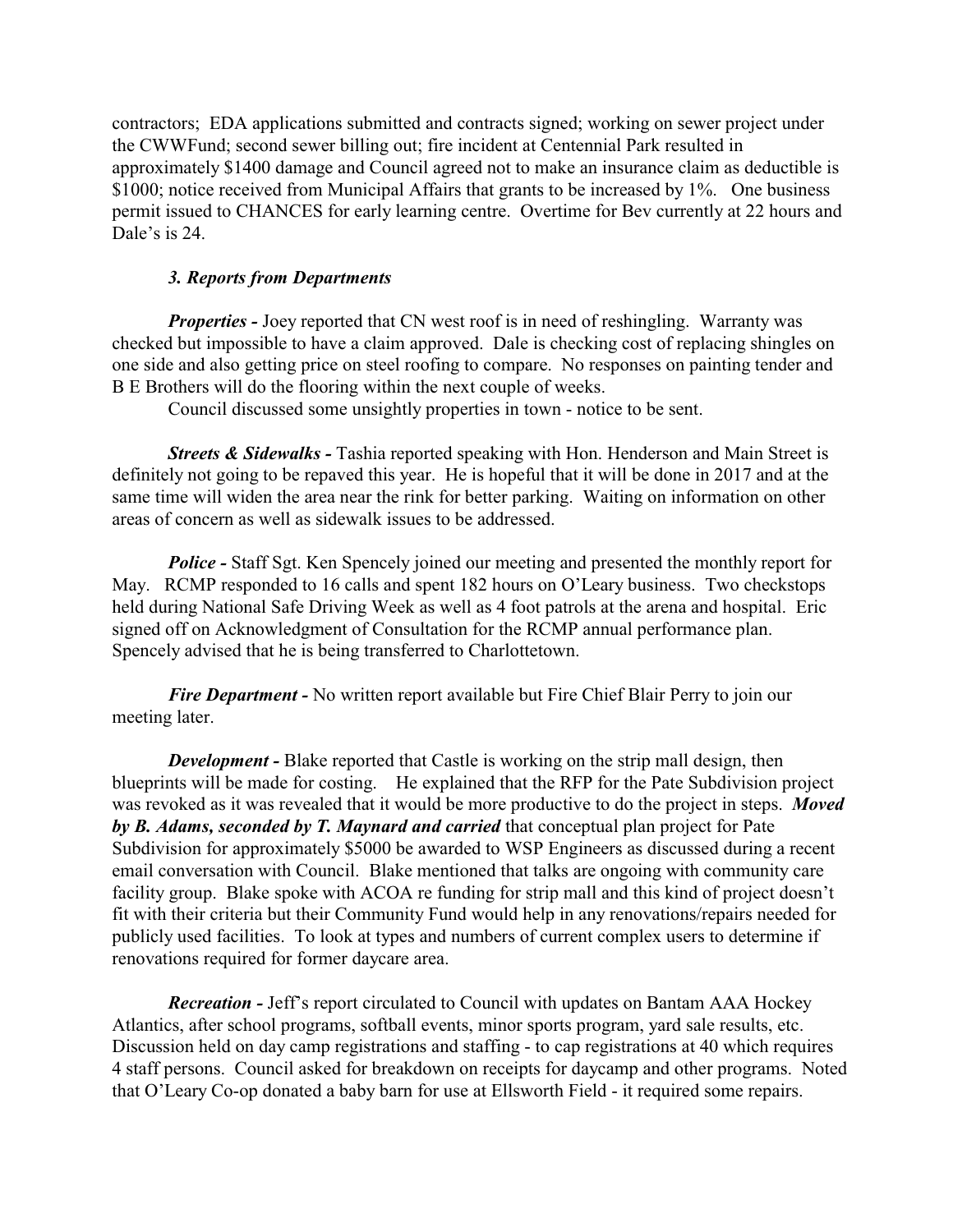contractors; EDA applications submitted and contracts signed; working on sewer project under the CWWFund; second sewer billing out; fire incident at Centennial Park resulted in approximately $1400 damage and Council agreed not to make an insurance claim as deductible is $1000; notice received from Municipal Affairs that grants to be increased by 1%. One business permit issued to CHANCES for early learning centre. Overtime for Bev currently at 22 hours and Dale's is 24.

### *3. Reports from Departments*

***Properties -*** Joey reported that CN west roof is in need of reshingling. Warranty was checked but impossible to have a claim approved. Dale is checking cost of replacing shingles on one side and also getting price on steel roofing to compare. No responses on painting tender and B E Brothers will do the flooring within the next couple of weeks.

Council discussed some unsightly properties in town - notice to be sent.

***Streets & Sidewalks -*** Tashia reported speaking with Hon. Henderson and Main Street is definitely not going to be repaved this year. He is hopeful that it will be done in 2017 and at the same time will widen the area near the rink for better parking. Waiting on information on other areas of concern as well as sidewalk issues to be addressed.

***Police -*** Staff Sgt. Ken Spencely joined our meeting and presented the monthly report for May. RCMP responded to 16 calls and spent 182 hours on O'Leary business. Two checkstops held during National Safe Driving Week as well as 4 foot patrols at the arena and hospital. Eric signed off on Acknowledgment of Consultation for the RCMP annual performance plan. Spencely advised that he is being transferred to Charlottetown.

***Fire Department -*** No written report available but Fire Chief Blair Perry to join our meeting later.

***Development -*** Blake reported that Castle is working on the strip mall design, then blueprints will be made for costing. He explained that the RFP for the Pate Subdivision project was revoked as it was revealed that it would be more productive to do the project in steps. ***Moved by B. Adams, seconded by T. Maynard and carried*** that conceptual plan project for Pate Subdivision for approximately $5000 be awarded to WSP Engineers as discussed during a recent email conversation with Council. Blake mentioned that talks are ongoing with community care facility group. Blake spoke with ACOA re funding for strip mall and this kind of project doesn't fit with their criteria but their Community Fund would help in any renovations/repairs needed for publicly used facilities. To look at types and numbers of current complex users to determine if renovations required for former daycare area.

***Recreation -*** Jeff's report circulated to Council with updates on Bantam AAA Hockey Atlantics, after school programs, softball events, minor sports program, yard sale results, etc. Discussion held on day camp registrations and staffing - to cap registrations at 40 which requires 4 staff persons. Council asked for breakdown on receipts for daycamp and other programs. Noted that O'Leary Co-op donated a baby barn for use at Ellsworth Field - it required some repairs.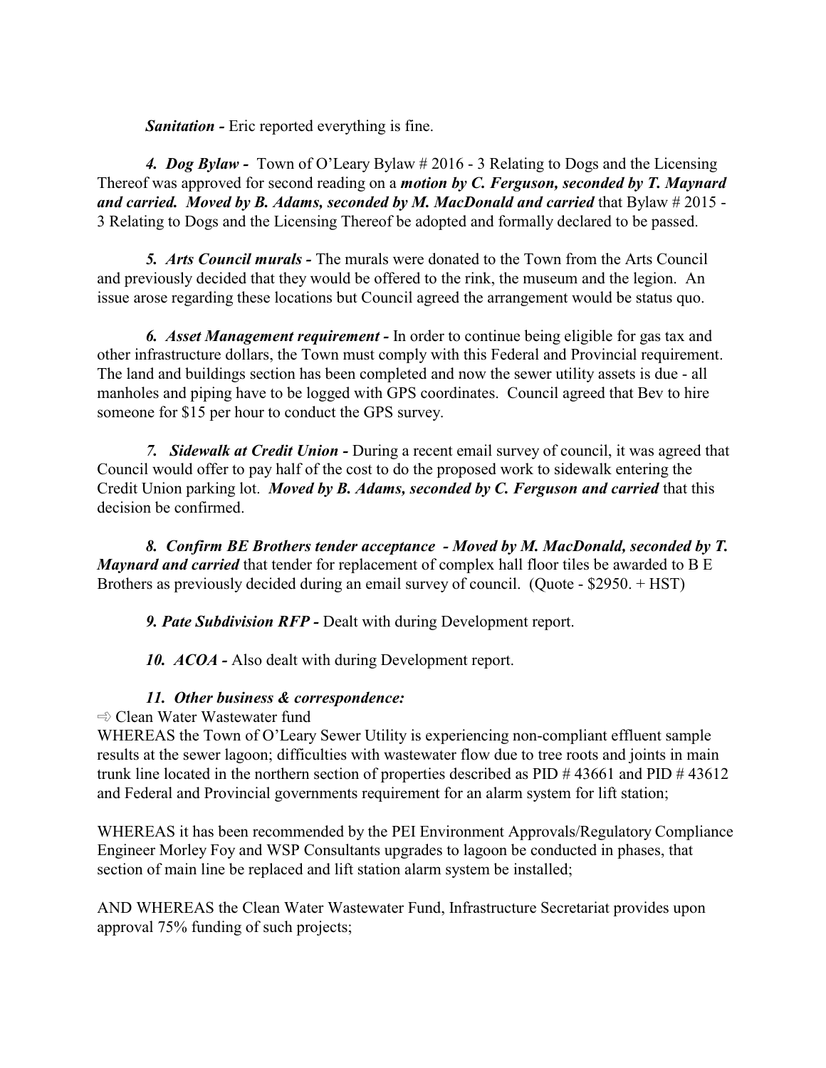***Sanitation -*** Eric reported everything is fine.

***4. Dog Bylaw -*** Town of O'Leary Bylaw # 2016 - 3 Relating to Dogs and the Licensing Thereof was approved for second reading on a ***motion by C. Ferguson, seconded by T. Maynard and carried. Moved by B. Adams, seconded by M. MacDonald and carried*** that Bylaw # 2015 - 3 Relating to Dogs and the Licensing Thereof be adopted and formally declared to be passed.

***5. Arts Council murals -*** The murals were donated to the Town from the Arts Council and previously decided that they would be offered to the rink, the museum and the legion. An issue arose regarding these locations but Council agreed the arrangement would be status quo.

***6. Asset Management requirement -*** In order to continue being eligible for gas tax and other infrastructure dollars, the Town must comply with this Federal and Provincial requirement. The land and buildings section has been completed and now the sewer utility assets is due - all manholes and piping have to be logged with GPS coordinates. Council agreed that Bev to hire someone for $15 per hour to conduct the GPS survey.

***7. Sidewalk at Credit Union -*** During a recent email survey of council, it was agreed that Council would offer to pay half of the cost to do the proposed work to sidewalk entering the Credit Union parking lot. ***Moved by B. Adams, seconded by C. Ferguson and carried*** that this decision be confirmed.

***8. Confirm BE Brothers tender acceptance - Moved by M. MacDonald, seconded by T. Maynard and carried*** that tender for replacement of complex hall floor tiles be awarded to B E Brothers as previously decided during an email survey of council. (Quote - $2950. + HST)

***9. Pate Subdivision RFP -*** Dealt with during Development report.

***10. ACOA -*** Also dealt with during Development report.

***11. Other business & correspondence:***

⇨ Clean Water Wastewater fund

WHEREAS the Town of O'Leary Sewer Utility is experiencing non-compliant effluent sample results at the sewer lagoon; difficulties with wastewater flow due to tree roots and joints in main trunk line located in the northern section of properties described as PID # 43661 and PID # 43612 and Federal and Provincial governments requirement for an alarm system for lift station;

WHEREAS it has been recommended by the PEI Environment Approvals/Regulatory Compliance Engineer Morley Foy and WSP Consultants upgrades to lagoon be conducted in phases, that section of main line be replaced and lift station alarm system be installed;

AND WHEREAS the Clean Water Wastewater Fund, Infrastructure Secretariat provides upon approval 75% funding of such projects;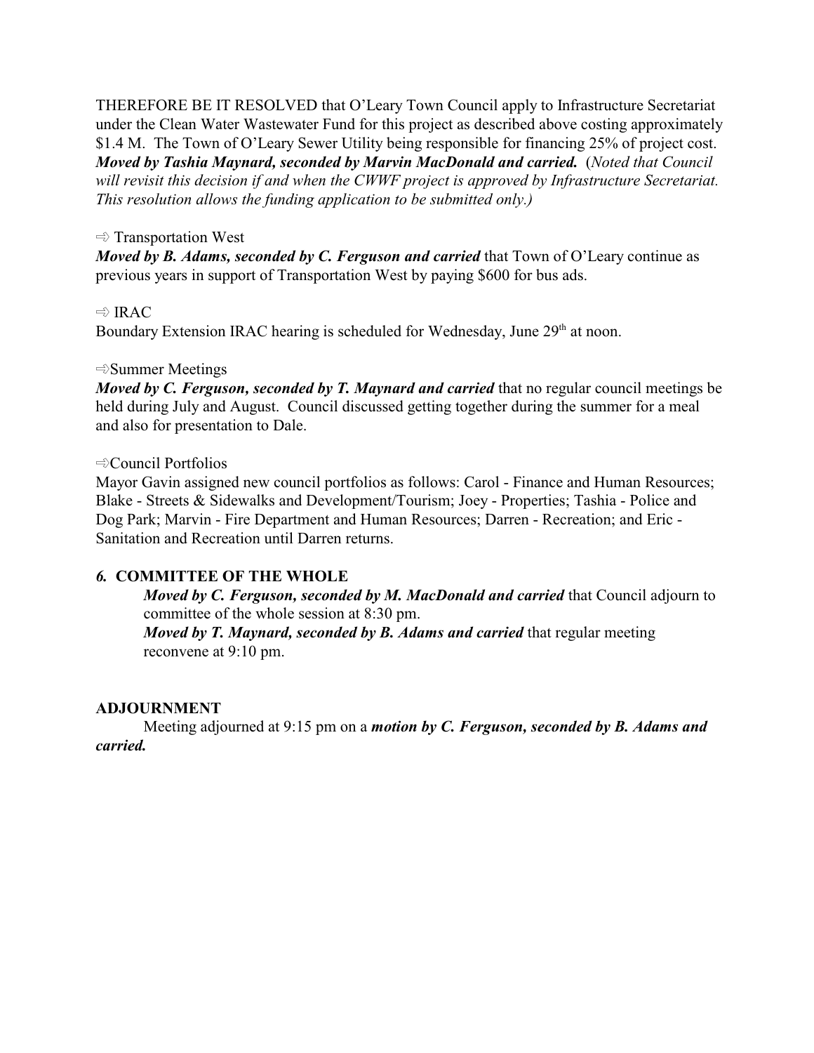THEREFORE BE IT RESOLVED that O'Leary Town Council apply to Infrastructure Secretariat under the Clean Water Wastewater Fund for this project as described above costing approximately $1.4 M. The Town of O'Leary Sewer Utility being responsible for financing 25% of project cost. ***Moved by Tashia Maynard, seconded by Marvin MacDonald and carried.*** (*Noted that Council will revisit this decision if and when the CWWF project is approved by Infrastructure Secretariat. This resolution allows the funding application to be submitted only.)*

⇨ Transportation West

***Moved by B. Adams, seconded by C. Ferguson and carried*** that Town of O'Leary continue as previous years in support of Transportation West by paying $600 for bus ads.

⇨ IRAC

Boundary Extension IRAC hearing is scheduled for Wednesday, June 29th at noon.

⇨Summer Meetings

***Moved by C. Ferguson, seconded by T. Maynard and carried*** that no regular council meetings be held during July and August. Council discussed getting together during the summer for a meal and also for presentation to Dale.

⇨Council Portfolios

Mayor Gavin assigned new council portfolios as follows: Carol - Finance and Human Resources; Blake - Streets & Sidewalks and Development/Tourism; Joey - Properties; Tashia - Police and Dog Park; Marvin - Fire Department and Human Resources; Darren - Recreation; and Eric - Sanitation and Recreation until Darren returns.

## *6.* COMMITTEE OF THE WHOLE

***Moved by C. Ferguson, seconded by M. MacDonald and carried*** that Council adjourn to committee of the whole session at 8:30 pm.

***Moved by T. Maynard, seconded by B. Adams and carried*** that regular meeting reconvene at 9:10 pm.

## ADJOURNMENT

Meeting adjourned at 9:15 pm on a ***motion by C. Ferguson, seconded by B. Adams and carried.***